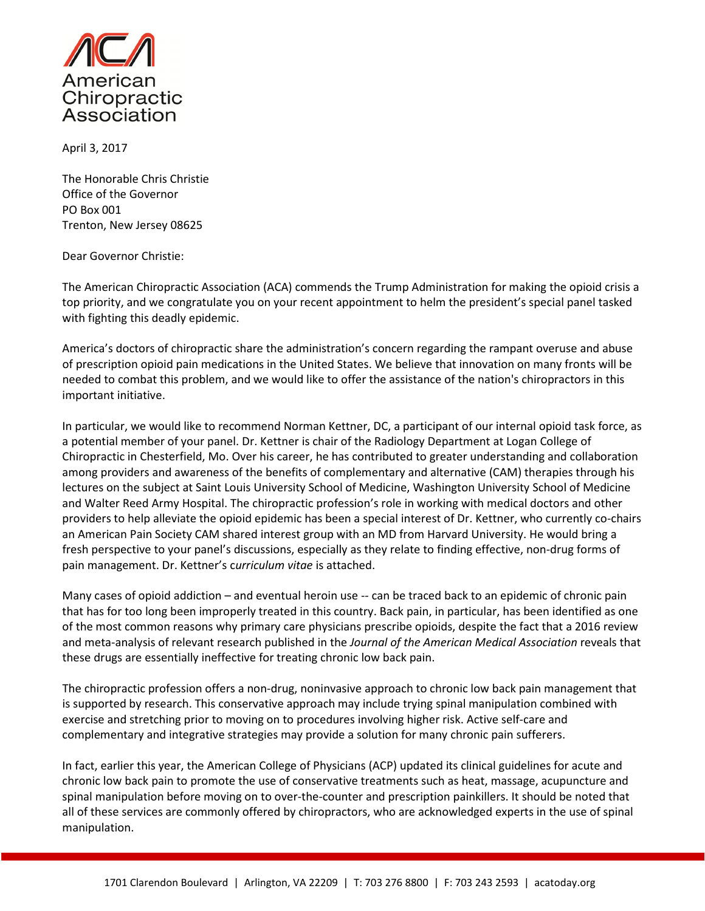American Chiropractic Association

April 3, 2017

The Honorable Chris Christie
Office of the Governor
PO Box 001
Trenton, New Jersey 08625

Dear Governor Christie:

The American Chiropractic Association (ACA) commends the Trump Administration for making the opioid crisis a top priority, and we congratulate you on your recent appointment to helm the president's special panel tasked with fighting this deadly epidemic.

America's doctors of chiropractic share the administration's concern regarding the rampant overuse and abuse of prescription opioid pain medications in the United States. We believe that innovation on many fronts will be needed to combat this problem, and we would like to offer the assistance of the nation's chiropractors in this important initiative.

In particular, we would like to recommend Norman Kettner, DC, a participant of our internal opioid task force, as a potential member of your panel. Dr. Kettner is chair of the Radiology Department at Logan College of Chiropractic in Chesterfield, Mo. Over his career, he has contributed to greater understanding and collaboration among providers and awareness of the benefits of complementary and alternative (CAM) therapies through his lectures on the subject at Saint Louis University School of Medicine, Washington University School of Medicine and Walter Reed Army Hospital. The chiropractic profession's role in working with medical doctors and other providers to help alleviate the opioid epidemic has been a special interest of Dr. Kettner, who currently co-chairs an American Pain Society CAM shared interest group with an MD from Harvard University. He would bring a fresh perspective to your panel's discussions, especially as they relate to finding effective, non-drug forms of pain management. Dr. Kettner's c*urriculum vitae* is attached.

Many cases of opioid addiction – and eventual heroin use -- can be traced back to an epidemic of chronic pain that has for too long been improperly treated in this country. Back pain, in particular, has been identified as one of the most common reasons why primary care physicians prescribe opioids, despite the fact that a 2016 review and meta-analysis of relevant research published in the *Journal of the American Medical Association* reveals that these drugs are essentially ineffective for treating chronic low back pain.

The chiropractic profession offers a non-drug, noninvasive approach to chronic low back pain management that is supported by research. This conservative approach may include trying spinal manipulation combined with exercise and stretching prior to moving on to procedures involving higher risk. Active self-care and complementary and integrative strategies may provide a solution for many chronic pain sufferers.

In fact, earlier this year, the American College of Physicians (ACP) updated its clinical guidelines for acute and chronic low back pain to promote the use of conservative treatments such as heat, massage, acupuncture and spinal manipulation before moving on to over-the-counter and prescription painkillers. It should be noted that all of these services are commonly offered by chiropractors, who are acknowledged experts in the use of spinal manipulation.

1701 Clarendon Boulevard | Arlington, VA 22209 | T: 703 276 8800 | F: 703 243 2593 | acatoday.org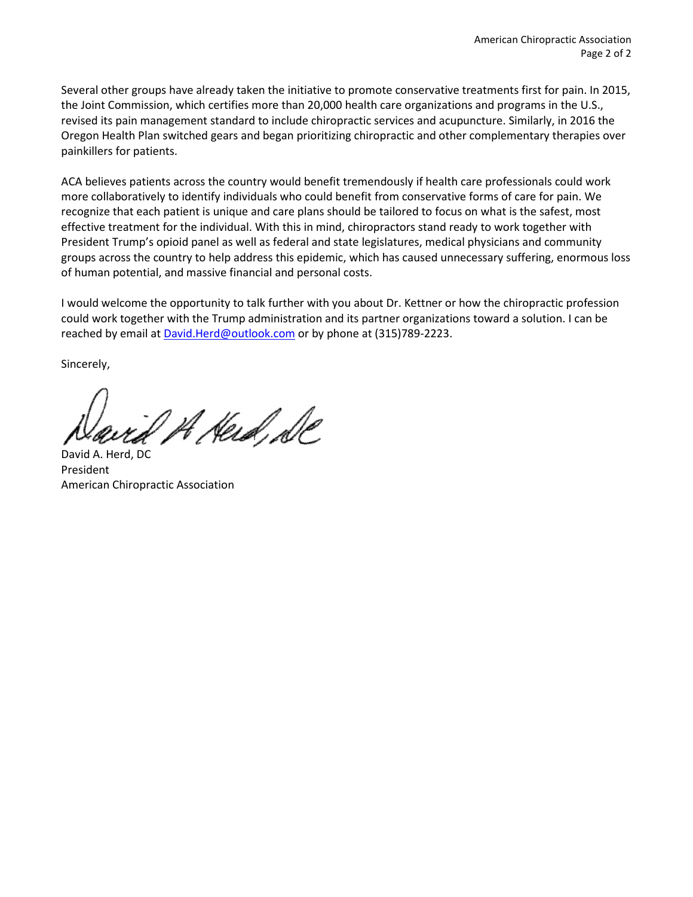Several other groups have already taken the initiative to promote conservative treatments first for pain. In 2015, the Joint Commission, which certifies more than 20,000 health care organizations and programs in the U.S., revised its pain management standard to include chiropractic services and acupuncture. Similarly, in 2016 the Oregon Health Plan switched gears and began prioritizing chiropractic and other complementary therapies over painkillers for patients.

ACA believes patients across the country would benefit tremendously if health care professionals could work more collaboratively to identify individuals who could benefit from conservative forms of care for pain. We recognize that each patient is unique and care plans should be tailored to focus on what is the safest, most effective treatment for the individual. With this in mind, chiropractors stand ready to work together with President Trump's opioid panel as well as federal and state legislatures, medical physicians and community groups across the country to help address this epidemic, which has caused unnecessary suffering, enormous loss of human potential, and massive financial and personal costs.

I would welcome the opportunity to talk further with you about Dr. Kettner or how the chiropractic profession could work together with the Trump administration and its partner organizations toward a solution. I can be reached by email at [David.Herd@outlook.com](mailto:David.Herd@outlook.com) or by phone at (315)789-2223.

Sincerely,

David A. Herd, DC

David A. Herd, DC
President
American Chiropractic Association